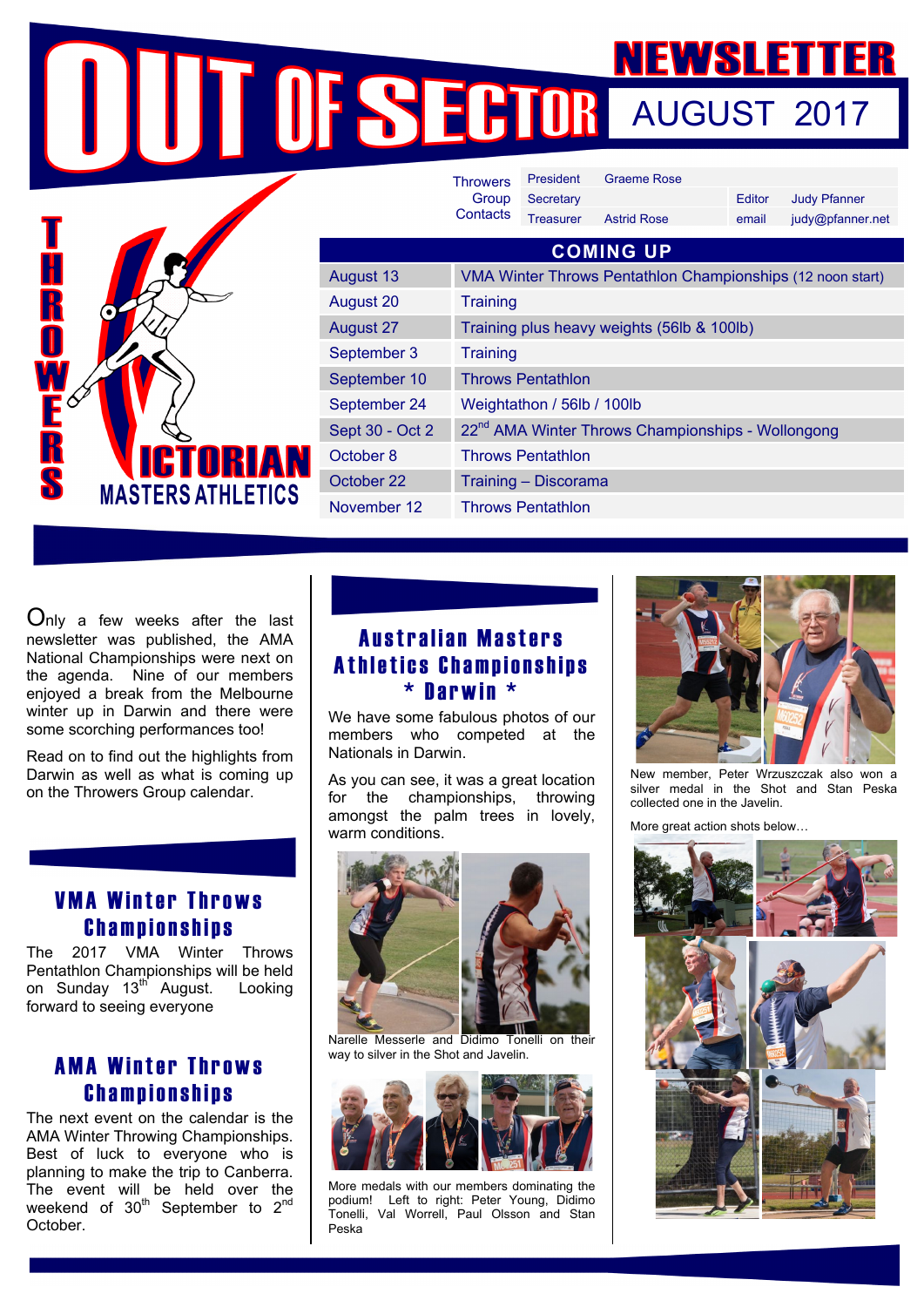# OUT OF SECTOR NEWSLETTER

## AUGUST 2017

THROWERS VICTORIAN MASTERS ATHLETICS

| Throwers Group Contacts | | | | |
|---|---|---|---|---|
| President | Graeme Rose | | | |
| Secretary | | | Editor | Judy Pfanner |
| Treasurer | Astrid Rose | | email | judy@pfanner.net |

| COMING UP | |
|---|---|
| August 13 | VMA Winter Throws Pentathlon Championships (12 noon start) |
| August 20 | Training |
| August 27 | Training plus heavy weights (56lb & 100lb) |
| September 3 | Training |
| September 10 | Throws Pentathlon |
| September 24 | Weightathon / 56lb / 100lb |
| Sept 30 - Oct 2 | 22nd AMA Winter Throws Championships - Wollongong |
| October 8 | Throws Pentathlon |
| October 22 | Training – Discorama |
| November 12 | Throws Pentathlon |

Only a few weeks after the last newsletter was published, the AMA National Championships were next on the agenda. Nine of our members enjoyed a break from the Melbourne winter up in Darwin and there were some scorching performances too!

Read on to find out the highlights from Darwin as well as what is coming up on the Throwers Group calendar.

## VMA Winter Throws Championships

The 2017 VMA Winter Throws Pentathlon Championships will be held on Sunday 13th August. Looking forward to seeing everyone

## AMA Winter Throws Championships

The next event on the calendar is the AMA Winter Throwing Championships. Best of luck to everyone who is planning to make the trip to Canberra. The event will be held over the weekend of 30th September to 2nd October.

## Australian Masters Athletics Championships * Darwin *

We have some fabulous photos of our members who competed at the Nationals in Darwin.

As you can see, it was a great location for the championships, throwing amongst the palm trees in lovely, warm conditions.

Narelle Messerle and Didimo Tonelli on their way to silver in the Shot and Javelin.

More medals with our members dominating the podium! Left to right: Peter Young, Didimo Tonelli, Val Worrell, Paul Olsson and Stan Peska

New member, Peter Wrzuszczak also won a silver medal in the Shot and Stan Peska collected one in the Javelin.

More great action shots below…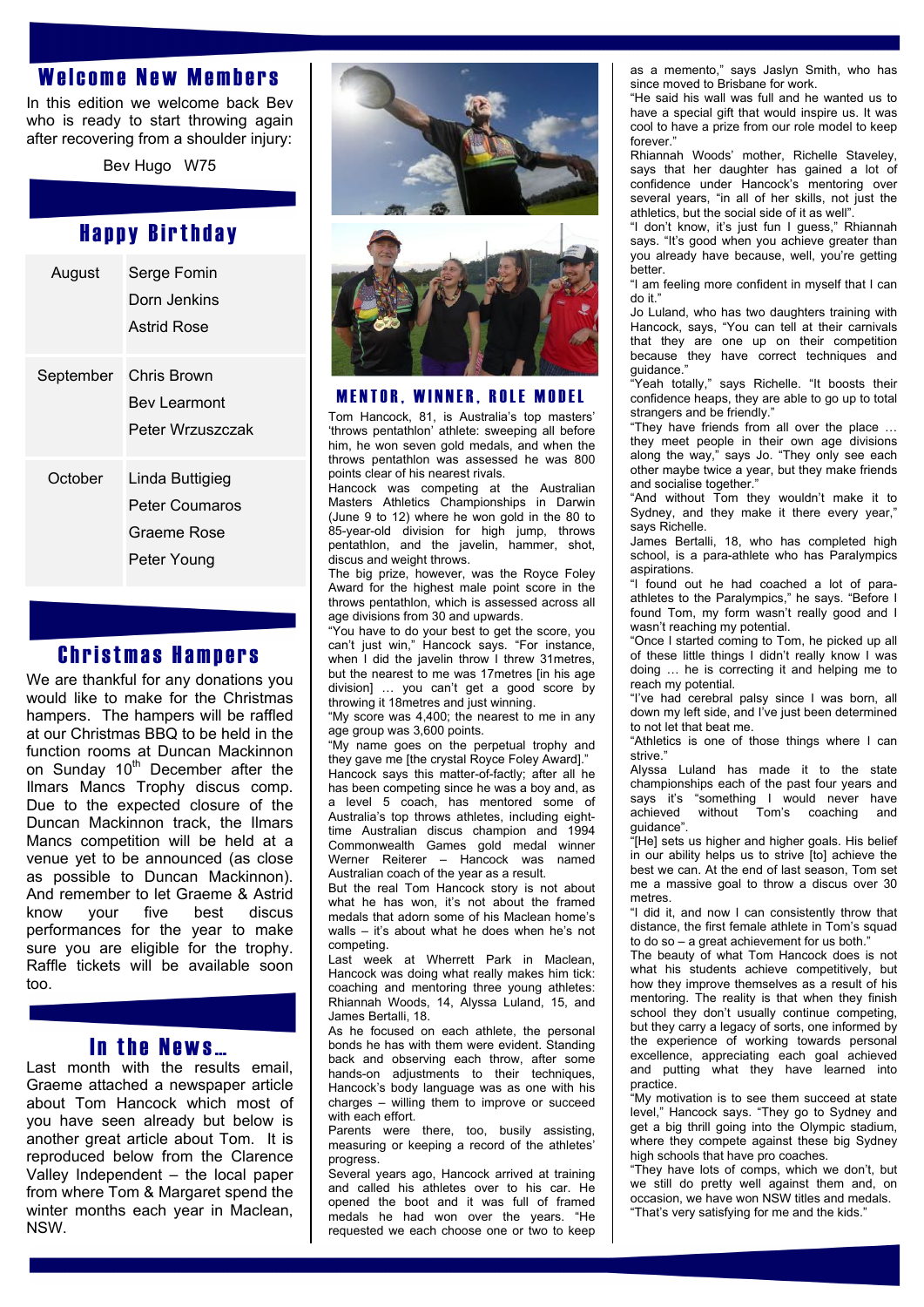## Welcome New Members

In this edition we welcome back Bev who is ready to start throwing again after recovering from a shoulder injury:

Bev Hugo W75

## Happy Birthday

| | |
|---|---|
| August | Serge Fomin |
| | Dorn Jenkins |
| | Astrid Rose |
| September | Chris Brown |
| | Bev Learmont |
| | Peter Wrzuszczak |
| October | Linda Buttigieg |
| | Peter Coumaros |
| | Graeme Rose |
| | Peter Young |

## Christmas Hampers

We are thankful for any donations you would like to make for the Christmas hampers. The hampers will be raffled at our Christmas BBQ to be held in the function rooms at Duncan Mackinnon on Sunday 10th December after the Ilmars Mancs Trophy discus comp. Due to the expected closure of the Duncan Mackinnon track, the Ilmars Mancs competition will be held at a venue yet to be announced (as close as possible to Duncan Mackinnon). And remember to let Graeme & Astrid know your five best discus performances for the year to make sure you are eligible for the trophy. Raffle tickets will be available soon too.

## In the News...

Last month with the results email, Graeme attached a newspaper article about Tom Hancock which most of you have seen already but below is another great article about Tom. It is reproduced below from the Clarence Valley Independent – the local paper from where Tom & Margaret spend the winter months each year in Maclean, NSW.

## MENTOR, WINNER, ROLE MODEL

Tom Hancock, 81, is Australia's top masters' 'throws pentathlon' athlete: sweeping all before him, he won seven gold medals, and when the throws pentathlon was assessed he was 800 points clear of his nearest rivals.

Hancock was competing at the Australian Masters Athletics Championships in Darwin (June 9 to 12) where he won gold in the 80 to 85-year-old division for high jump, throws pentathlon, and the javelin, hammer, shot, discus and weight throws.

The big prize, however, was the Royce Foley Award for the highest male point score in the throws pentathlon, which is assessed across all age divisions from 30 and upwards.

"You have to do your best to get the score, you can't just win," Hancock says. "For instance, when I did the javelin throw I threw 31metres, but the nearest to me was 17metres [in his age division] … you can't get a good score by throwing it 18metres and just winning.

"My score was 4,400; the nearest to me in any age group was 3,600 points.

"My name goes on the perpetual trophy and they gave me [the crystal Royce Foley Award]."

Hancock says this matter-of-factly; after all he has been competing since he was a boy and, as a level 5 coach, has mentored some of Australia's top throws athletes, including eight-time Australian discus champion and 1994 Commonwealth Games gold medal winner Werner Reiterer – Hancock was named Australian coach of the year as a result.

But the real Tom Hancock story is not about what he has won, it's not about the framed medals that adorn some of his Maclean home's walls – it's about what he does when he's not competing.

Last week at Wherrett Park in Maclean, Hancock was doing what really makes him tick: coaching and mentoring three young athletes: Rhiannah Woods, 14, Alyssa Luland, 15, and James Bertalli, 18.

As he focused on each athlete, the personal bonds he has with them were evident. Standing back and observing each throw, after some hands-on adjustments to their techniques, Hancock's body language was as one with his charges – willing them to improve or succeed with each effort.

Parents were there, too, busily assisting, measuring or keeping a record of the athletes' progress.

Several years ago, Hancock arrived at training and called his athletes over to his car. He opened the boot and it was full of framed medals he had won over the years. "He requested we each choose one or two to keep as a memento," says Jaslyn Smith, who has since moved to Brisbane for work.

"He said his wall was full and he wanted us to have a special gift that would inspire us. It was cool to have a prize from our role model to keep forever."

Rhiannah Woods' mother, Richelle Staveley, says that her daughter has gained a lot of confidence under Hancock's mentoring over several years, "in all of her skills, not just the athletics, but the social side of it as well".

"I don't know, it's just fun I guess," Rhiannah says. "It's good when you achieve greater than you already have because, well, you're getting better.

"I am feeling more confident in myself that I can do it."

Jo Luland, who has two daughters training with Hancock, says, "You can tell at their carnivals that they are one up on their competition because they have correct techniques and guidance."

"Yeah totally," says Richelle. "It boosts their confidence heaps, they are able to go up to total strangers and be friendly."

"They have friends from all over the place … they meet people in their own age divisions along the way," says Jo. "They only see each other maybe twice a year, but they make friends and socialise together."

"And without Tom they wouldn't make it to Sydney, and they make it there every year," says Richelle.

James Bertalli, 18, who has completed high school, is a para-athlete who has Paralympics aspirations.

"I found out he had coached a lot of para-athletes to the Paralympics," he says. "Before I found Tom, my form wasn't really good and I wasn't reaching my potential.

"Once I started coming to Tom, he picked up all of these little things I didn't really know I was doing … he is correcting it and helping me to reach my potential.

"I've had cerebral palsy since I was born, all down my left side, and I've just been determined to not let that beat me.

"Athletics is one of those things where I can strive."

Alyssa Luland has made it to the state championships each of the past four years and says it's "something I would never have achieved without Tom's coaching and guidance".

"[He] sets us higher and higher goals. His belief in our ability helps us to strive [to] achieve the best we can. At the end of last season, Tom set me a massive goal to throw a discus over 30 metres.

"I did it, and now I can consistently throw that distance, the first female athlete in Tom's squad to do so – a great achievement for us both."

The beauty of what Tom Hancock does is not what his students achieve competitively, but how they improve themselves as a result of his mentoring. The reality is that when they finish school they don't usually continue competing, but they carry a legacy of sorts, one informed by the experience of working towards personal excellence, appreciating each goal achieved and putting what they have learned into practice.

"My motivation is to see them succeed at state level," Hancock says. "They go to Sydney and get a big thrill going into the Olympic stadium, where they compete against these big Sydney high schools that have pro coaches.

"They have lots of comps, which we don't, but we still do pretty well against them and, on occasion, we have won NSW titles and medals. "That's very satisfying for me and the kids."